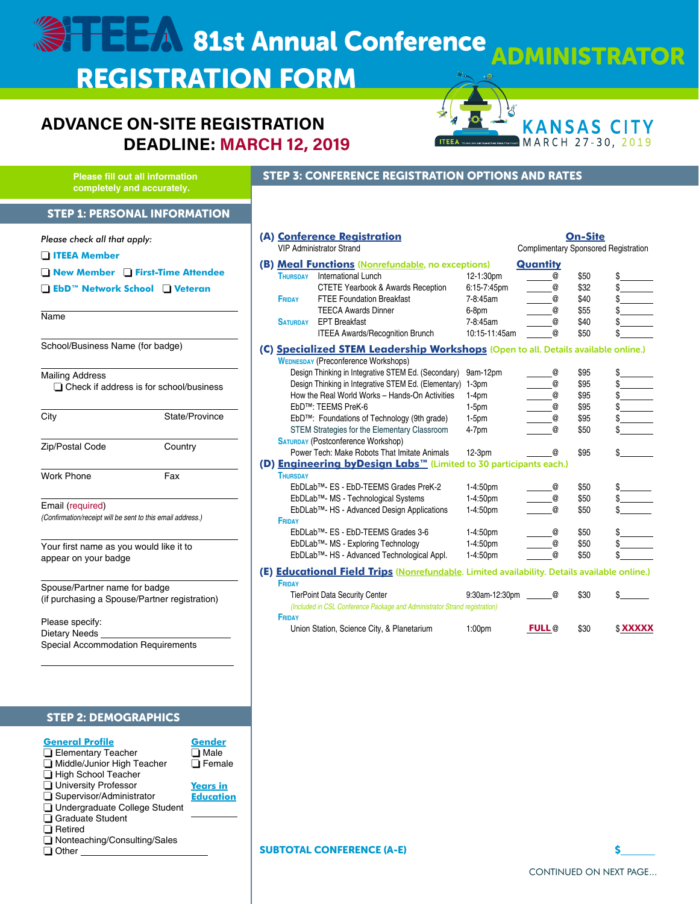# ITEEA 81st Annual Conference REGISTRATION FORM

## ADMINISTRATOR

KANSAS CITY
MARCH 27-30, 2019

## ADVANCE ON-SITE REGISTRATION DEADLINE: MARCH 12, 2019

**Please fill out all information completely and accurately.**

## STEP 1: PERSONAL INFORMATION

*Please check all that apply:*

- ❑ **ITEEA Member**
- ❑ **New Member** ❑ **First-Time Attendee**
- ❑ **EbD™ Network School** ❑ **Veteran**

Name

School/Business Name (for badge)

Mailing Address
❑ Check if address is for school/business

City | State/Province

Zip/Postal Code | Country

Work Phone | Fax

Email (required)
*(Confirmation/receipt will be sent to this email address.)*

Your first name as you would like it to appear on your badge

Spouse/Partner name for badge
(if purchasing a Spouse/Partner registration)

Please specify:
Dietary Needs ______________________
Special Accommodation Requirements

## STEP 2: DEMOGRAPHICS

**General Profile**

- ❑ Elementary Teacher
- ❑ Middle/Junior High Teacher
- ❑ High School Teacher
- ❑ University Professor
- ❑ Supervisor/Administrator
- ❑ Undergraduate College Student
- ❑ Graduate Student
- ❑ Retired
- ❑ Nonteaching/Consulting/Sales
- ❑ Other ______________________

**Gender**

- ❑ Male
- ❑ Female

**Years in Education** ________

## STEP 3: CONFERENCE REGISTRATION OPTIONS AND RATES

**(A) Conference Registration** — **On-Site**
VIP Administrator Strand — Complimentary Sponsored Registration

**(B) Meal Functions** (Nonrefundable, no exceptions)

| Day | Event | Time | Quantity | Rate | Amount |
|---|---|---|---|---|---|
| THURSDAY | International Lunch | 12-1:30pm | _____ @ | $50 | $_______ |
| | CTETE Yearbook & Awards Reception | 6:15-7:45pm | _____ @ | $32 | $_______ |
| FRIDAY | FTEE Foundation Breakfast | 7-8:45am | _____ @ | $40 | $_______ |
| | TEECA Awards Dinner | 6-8pm | _____ @ | $55 | $_______ |
| SATURDAY | EPT Breakfast | 7-8:45am | _____ @ | $40 | $_______ |
| | ITEEA Awards/Recognition Brunch | 10:15-11:45am | _____ @ | $50 | $_______ |

**(C) Specialized STEM Leadership Workshops** (Open to all. Details available online.)

| Workshop | Time | Quantity | Rate | Amount |
|---|---|---|---|---|
| **WEDNESDAY** (Preconference Workshops) | | | | |
| Design Thinking in Integrative STEM Ed. (Secondary) | 9am-12pm | _____ @ | $95 | $_______ |
| Design Thinking in Integrative STEM Ed. (Elementary) | 1-3pm | _____ @ | $95 | $_______ |
| How the Real World Works – Hands-On Activities | 1-4pm | _____ @ | $95 | $_______ |
| EbD™: TEEMS PreK-6 | 1-5pm | _____ @ | $95 | $_______ |
| EbD™: Foundations of Technology (9th grade) | 1-5pm | _____ @ | $95 | $_______ |
| STEM Strategies for the Elementary Classroom | 4-7pm | _____ @ | $50 | $_______ |
| **SATURDAY** (Postconference Workshop) | | | | |
| Power Tech: Make Robots That Imitate Animals | 12-3pm | _____ @ | $95 | $_______ |

**(D) Engineering byDesign Labs™** (Limited to 30 participants each.)

| Lab | Time | Quantity | Rate | Amount |
|---|---|---|---|---|
| **THURSDAY** | | | | |
| EbDLab™- ES - EbD-TEEMS Grades PreK-2 | 1-4:50pm | _____ @ | $50 | $_______ |
| EbDLab™- MS - Technological Systems | 1-4:50pm | _____ @ | $50 | $_______ |
| EbDLab™- HS - Advanced Design Applications | 1-4:50pm | _____ @ | $50 | $_______ |
| **FRIDAY** | | | | |
| EbDLab™- ES - EbD-TEEMS Grades 3-6 | 1-4:50pm | _____ @ | $50 | $_______ |
| EbDLab™- MS - Exploring Technology | 1-4:50pm | _____ @ | $50 | $_______ |
| EbDLab™- HS - Advanced Technological Appl. | 1-4:50pm | _____ @ | $50 | $_______ |

**(E) Educational Field Trips** (Nonrefundable. Limited availability. Details available online.)

| Trip | Time | Quantity | Rate | Amount |
|---|---|---|---|---|
| **FRIDAY** | | | | |
| TierPoint Data Security Center *(Included in CSL Conference Package and Administrator Strand registration)* | 9:30am-12:30pm | _____ @ | $30 | $_______ |
| **FRIDAY** | | | | |
| Union Station, Science City, & Planetarium | 1:00pm | FULL @ | $30 | $ XXXXX |

**SUBTOTAL CONFERENCE (A-E)** $_______

CONTINUED ON NEXT PAGE...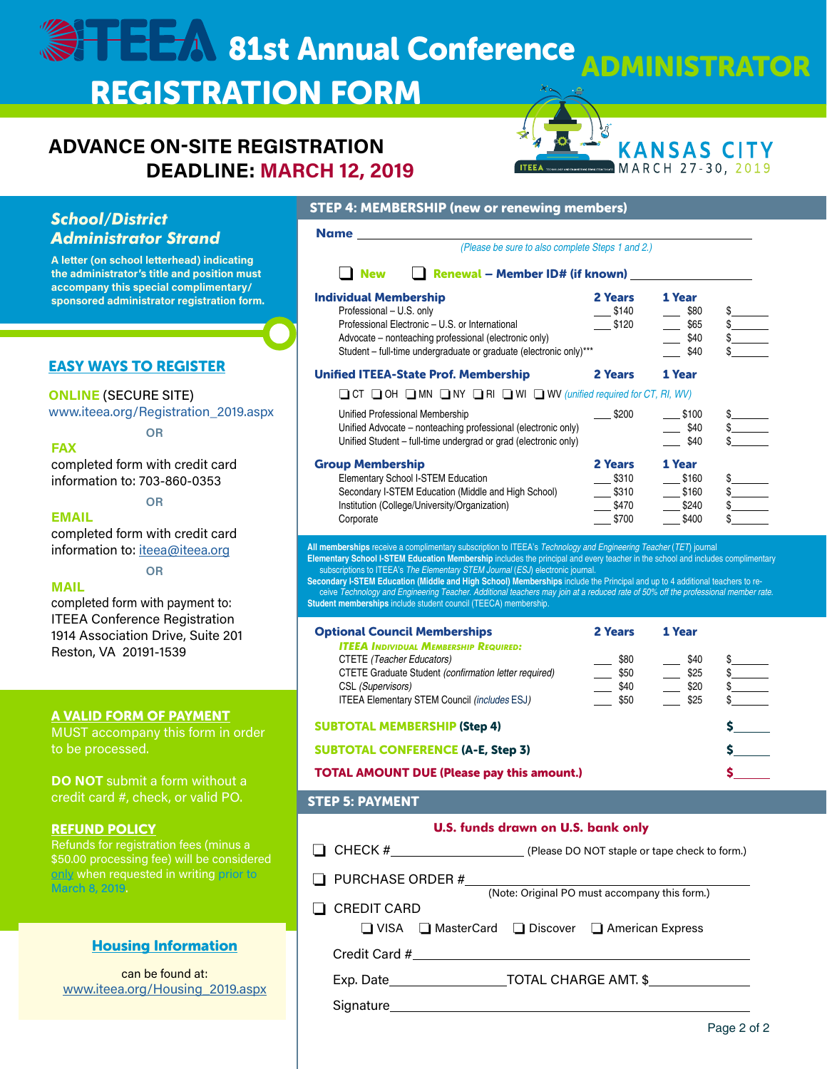# ITEEA 81st Annual Conference REGISTRATION FORM ADMINISTRATOR

## ADVANCE ON-SITE REGISTRATION DEADLINE: MARCH 12, 2019

KANSAS CITY
MARCH 27-30, 2019

### *School/District Administrator Strand*

**A letter (on school letterhead) indicating the administrator's title and position must accompany this special complimentary/ sponsored administrator registration form.**

### EASY WAYS TO REGISTER

**ONLINE** (SECURE SITE)
www.iteea.org/Registration_2019.aspx

OR

**FAX**
completed form with credit card information to: 703-860-0353

OR

**EMAIL**
completed form with credit card information to: iteea@iteea.org

OR

**MAIL**
completed form with payment to:
ITEEA Conference Registration
1914 Association Drive, Suite 201
Reston, VA 20191-1539

### A VALID FORM OF PAYMENT

MUST accompany this form in order to be processed.

**DO NOT** submit a form without a credit card #, check, or valid PO.

### REFUND POLICY

Refunds for registration fees (minus a $50.00 processing fee) will be considered only when requested in writing prior to March 8, 2019.

### Housing Information

can be found at:
www.iteea.org/Housing_2019.aspx

## STEP 4: MEMBERSHIP (new or renewing members)

**Name** ______________________________
*(Please be sure to also complete Steps 1 and 2.)*

❑ **New** ❑ **Renewal – Member ID# (if known)** ____________

| **Individual Membership** | **2 Years** | **1 Year** | |
|---|---|---|---|
| Professional – U.S. only | ___ $140 | ___ $80 | $______ |
| Professional Electronic – U.S. or International | ___ $120 | ___ $65 | $______ |
| Advocate – nonteaching professional (electronic only) | | ___ $40 | $______ |
| Student – full-time undergraduate or graduate (electronic only)*** | | ___ $40 | $______ |

**Unified ITEEA-State Prof. Membership**

❑ CT ❑ OH ❑ MN ❑ NY ❑ RI ❑ WI ❑ WV *(unified required for CT, RI, WV)*

| | **2 Years** | **1 Year** | |
|---|---|---|---|
| Unified Professional Membership | ___ $200 | ___ $100 | $______ |
| Unified Advocate – nonteaching professional (electronic only) | | ___ $40 | $______ |
| Unified Student – full-time undergrad or grad (electronic only) | | ___ $40 | $______ |

| **Group Membership** | **2 Years** | **1 Year** | |
|---|---|---|---|
| Elementary School I-STEM Education | ___ $310 | ___ $160 | $______ |
| Secondary I-STEM Education (Middle and High School) | ___ $310 | ___ $160 | $______ |
| Institution (College/University/Organization) | ___ $470 | ___ $240 | $______ |
| Corporate | ___ $700 | ___ $400 | $______ |

**All memberships** receive a complimentary subscription to ITEEA's *Technology and Engineering Teacher* (*TET*) journal
**Elementary School I-STEM Education Membership** includes the principal and every teacher in the school and includes complimentary subscriptions to ITEEA's *The Elementary STEM Journal* (*ESJ*) electronic journal.
**Secondary I-STEM Education (Middle and High School) Memberships** include the Principal and up to 4 additional teachers to receive *Technology and Engineering Teacher. Additional teachers may join at a reduced rate of 50% off the professional member rate.*
**Student memberships** include student council (TEECA) membership.

**Optional Council Memberships** — *ITEEA Individual Membership Required:*

| | **2 Years** | **1 Year** | |
|---|---|---|---|
| CTETE *(Teacher Educators)* | ___ $80 | ___ $40 | $______ |
| CTETE Graduate Student *(confirmation letter required)* | ___ $50 | ___ $25 | $______ |
| CSL *(Supervisors)* | ___ $40 | ___ $20 | $______ |
| ITEEA Elementary STEM Council *(includes ESJ)* | ___ $50 | ___ $25 | $______ |

**SUBTOTAL MEMBERSHIP (Step 4)** $______

**SUBTOTAL CONFERENCE (A-E, Step 3)** $______

**TOTAL AMOUNT DUE (Please pay this amount.)** $______

## STEP 5: PAYMENT

**U.S. funds drawn on U.S. bank only**

❑ CHECK #____________ (Please DO NOT staple or tape check to form.)

❑ PURCHASE ORDER #____________
(Note: Original PO must accompany this form.)

❑ CREDIT CARD

❑ VISA ❑ MasterCard ❑ Discover ❑ American Express

Credit Card #____________

Exp. Date____________ TOTAL CHARGE AMT. $____________

Signature____________